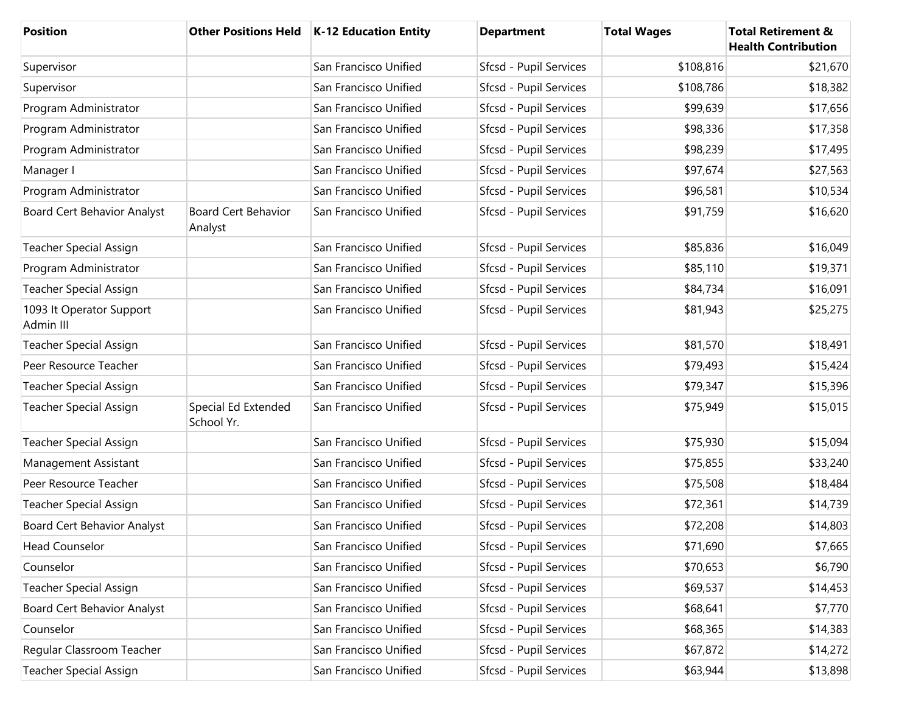| Position | Other Positions Held | K-12 Education Entity | Department | Total Wages | Total Retirement & Health Contribution |
|---|---|---|---|---|---|
| Supervisor | | San Francisco Unified | Sfcsd - Pupil Services | $108,816 | $21,670 |
| Supervisor | | San Francisco Unified | Sfcsd - Pupil Services | $108,786 | $18,382 |
| Program Administrator | | San Francisco Unified | Sfcsd - Pupil Services | $99,639 | $17,656 |
| Program Administrator | | San Francisco Unified | Sfcsd - Pupil Services | $98,336 | $17,358 |
| Program Administrator | | San Francisco Unified | Sfcsd - Pupil Services | $98,239 | $17,495 |
| Manager I | | San Francisco Unified | Sfcsd - Pupil Services | $97,674 | $27,563 |
| Program Administrator | | San Francisco Unified | Sfcsd - Pupil Services | $96,581 | $10,534 |
| Board Cert Behavior Analyst | Board Cert Behavior Analyst | San Francisco Unified | Sfcsd - Pupil Services | $91,759 | $16,620 |
| Teacher Special Assign | | San Francisco Unified | Sfcsd - Pupil Services | $85,836 | $16,049 |
| Program Administrator | | San Francisco Unified | Sfcsd - Pupil Services | $85,110 | $19,371 |
| Teacher Special Assign | | San Francisco Unified | Sfcsd - Pupil Services | $84,734 | $16,091 |
| 1093 It Operator Support Admin III | | San Francisco Unified | Sfcsd - Pupil Services | $81,943 | $25,275 |
| Teacher Special Assign | | San Francisco Unified | Sfcsd - Pupil Services | $81,570 | $18,491 |
| Peer Resource Teacher | | San Francisco Unified | Sfcsd - Pupil Services | $79,493 | $15,424 |
| Teacher Special Assign | | San Francisco Unified | Sfcsd - Pupil Services | $79,347 | $15,396 |
| Teacher Special Assign | Special Ed Extended School Yr. | San Francisco Unified | Sfcsd - Pupil Services | $75,949 | $15,015 |
| Teacher Special Assign | | San Francisco Unified | Sfcsd - Pupil Services | $75,930 | $15,094 |
| Management Assistant | | San Francisco Unified | Sfcsd - Pupil Services | $75,855 | $33,240 |
| Peer Resource Teacher | | San Francisco Unified | Sfcsd - Pupil Services | $75,508 | $18,484 |
| Teacher Special Assign | | San Francisco Unified | Sfcsd - Pupil Services | $72,361 | $14,739 |
| Board Cert Behavior Analyst | | San Francisco Unified | Sfcsd - Pupil Services | $72,208 | $14,803 |
| Head Counselor | | San Francisco Unified | Sfcsd - Pupil Services | $71,690 | $7,665 |
| Counselor | | San Francisco Unified | Sfcsd - Pupil Services | $70,653 | $6,790 |
| Teacher Special Assign | | San Francisco Unified | Sfcsd - Pupil Services | $69,537 | $14,453 |
| Board Cert Behavior Analyst | | San Francisco Unified | Sfcsd - Pupil Services | $68,641 | $7,770 |
| Counselor | | San Francisco Unified | Sfcsd - Pupil Services | $68,365 | $14,383 |
| Regular Classroom Teacher | | San Francisco Unified | Sfcsd - Pupil Services | $67,872 | $14,272 |
| Teacher Special Assign | | San Francisco Unified | Sfcsd - Pupil Services | $63,944 | $13,898 |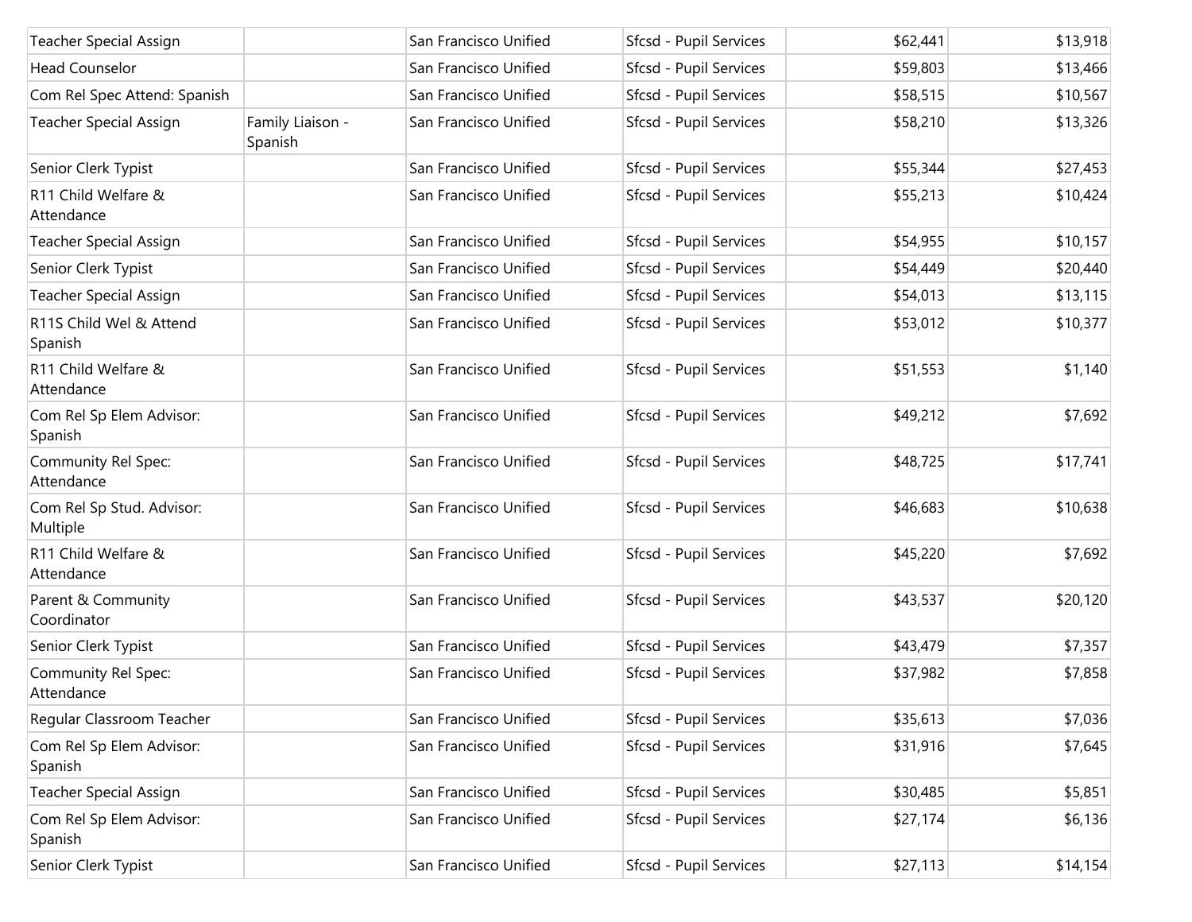| Teacher Special Assign | | San Francisco Unified | Sfcsd - Pupil Services | $62,441 | $13,918 |
|---|---|---|---|---|---|
| Head Counselor | | San Francisco Unified | Sfcsd - Pupil Services | $59,803 | $13,466 |
| Com Rel Spec Attend: Spanish | | San Francisco Unified | Sfcsd - Pupil Services | $58,515 | $10,567 |
| Teacher Special Assign | Family Liaison - Spanish | San Francisco Unified | Sfcsd - Pupil Services | $58,210 | $13,326 |
| Senior Clerk Typist | | San Francisco Unified | Sfcsd - Pupil Services | $55,344 | $27,453 |
| R11 Child Welfare & Attendance | | San Francisco Unified | Sfcsd - Pupil Services | $55,213 | $10,424 |
| Teacher Special Assign | | San Francisco Unified | Sfcsd - Pupil Services | $54,955 | $10,157 |
| Senior Clerk Typist | | San Francisco Unified | Sfcsd - Pupil Services | $54,449 | $20,440 |
| Teacher Special Assign | | San Francisco Unified | Sfcsd - Pupil Services | $54,013 | $13,115 |
| R11S Child Wel & Attend Spanish | | San Francisco Unified | Sfcsd - Pupil Services | $53,012 | $10,377 |
| R11 Child Welfare & Attendance | | San Francisco Unified | Sfcsd - Pupil Services | $51,553 | $1,140 |
| Com Rel Sp Elem Advisor: Spanish | | San Francisco Unified | Sfcsd - Pupil Services | $49,212 | $7,692 |
| Community Rel Spec: Attendance | | San Francisco Unified | Sfcsd - Pupil Services | $48,725 | $17,741 |
| Com Rel Sp Stud. Advisor: Multiple | | San Francisco Unified | Sfcsd - Pupil Services | $46,683 | $10,638 |
| R11 Child Welfare & Attendance | | San Francisco Unified | Sfcsd - Pupil Services | $45,220 | $7,692 |
| Parent & Community Coordinator | | San Francisco Unified | Sfcsd - Pupil Services | $43,537 | $20,120 |
| Senior Clerk Typist | | San Francisco Unified | Sfcsd - Pupil Services | $43,479 | $7,357 |
| Community Rel Spec: Attendance | | San Francisco Unified | Sfcsd - Pupil Services | $37,982 | $7,858 |
| Regular Classroom Teacher | | San Francisco Unified | Sfcsd - Pupil Services | $35,613 | $7,036 |
| Com Rel Sp Elem Advisor: Spanish | | San Francisco Unified | Sfcsd - Pupil Services | $31,916 | $7,645 |
| Teacher Special Assign | | San Francisco Unified | Sfcsd - Pupil Services | $30,485 | $5,851 |
| Com Rel Sp Elem Advisor: Spanish | | San Francisco Unified | Sfcsd - Pupil Services | $27,174 | $6,136 |
| Senior Clerk Typist | | San Francisco Unified | Sfcsd - Pupil Services | $27,113 | $14,154 |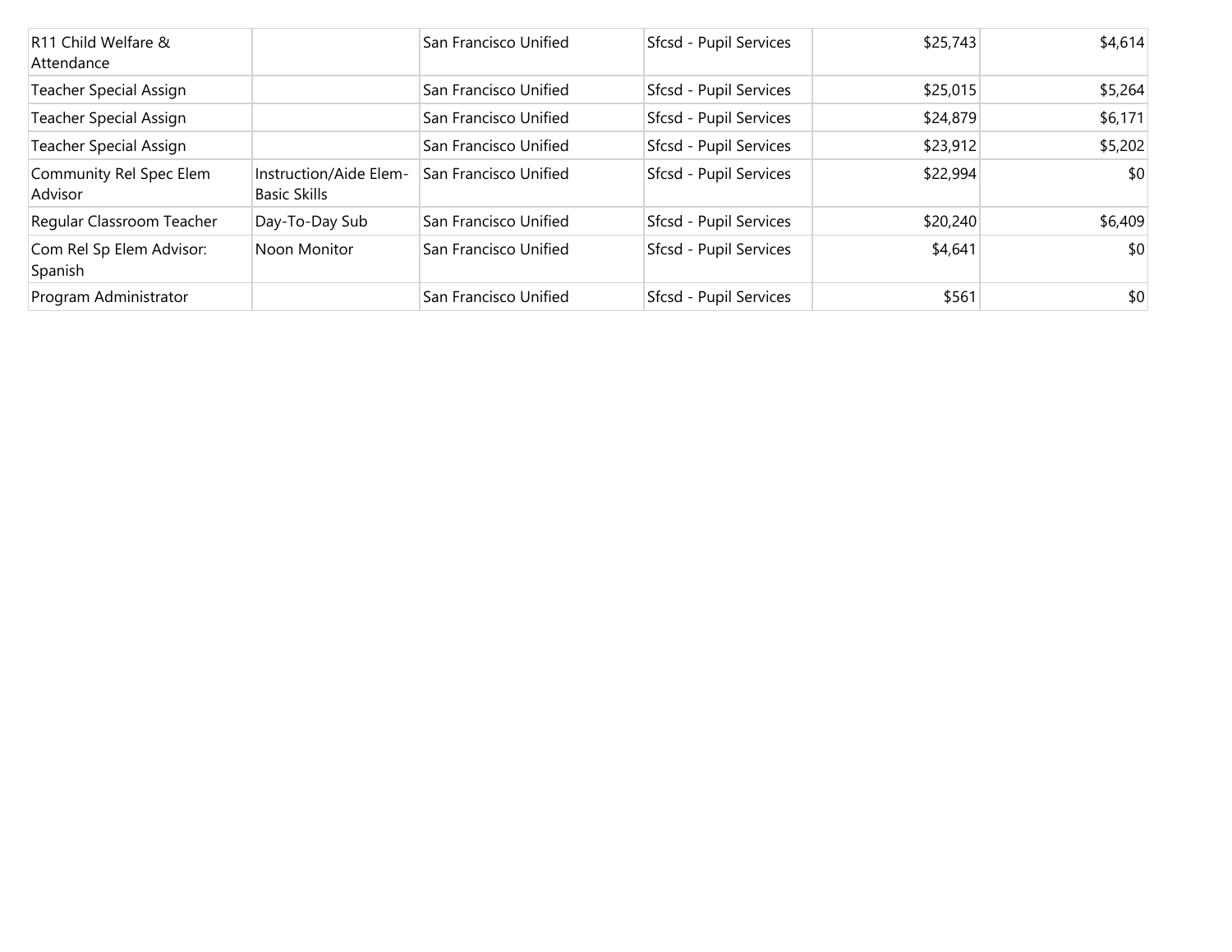| | | | | | |
|---|---|---|---|---|---|
| R11 Child Welfare & Attendance | | San Francisco Unified | Sfcsd - Pupil Services | $25,743 | $4,614 |
| Teacher Special Assign | | San Francisco Unified | Sfcsd - Pupil Services | $25,015 | $5,264 |
| Teacher Special Assign | | San Francisco Unified | Sfcsd - Pupil Services | $24,879 | $6,171 |
| Teacher Special Assign | | San Francisco Unified | Sfcsd - Pupil Services | $23,912 | $5,202 |
| Community Rel Spec Elem Advisor | Instruction/Aide Elem-Basic Skills | San Francisco Unified | Sfcsd - Pupil Services | $22,994 | $0 |
| Regular Classroom Teacher | Day-To-Day Sub | San Francisco Unified | Sfcsd - Pupil Services | $20,240 | $6,409 |
| Com Rel Sp Elem Advisor: Spanish | Noon Monitor | San Francisco Unified | Sfcsd - Pupil Services | $4,641 | $0 |
| Program Administrator | | San Francisco Unified | Sfcsd - Pupil Services | $561 | $0 |